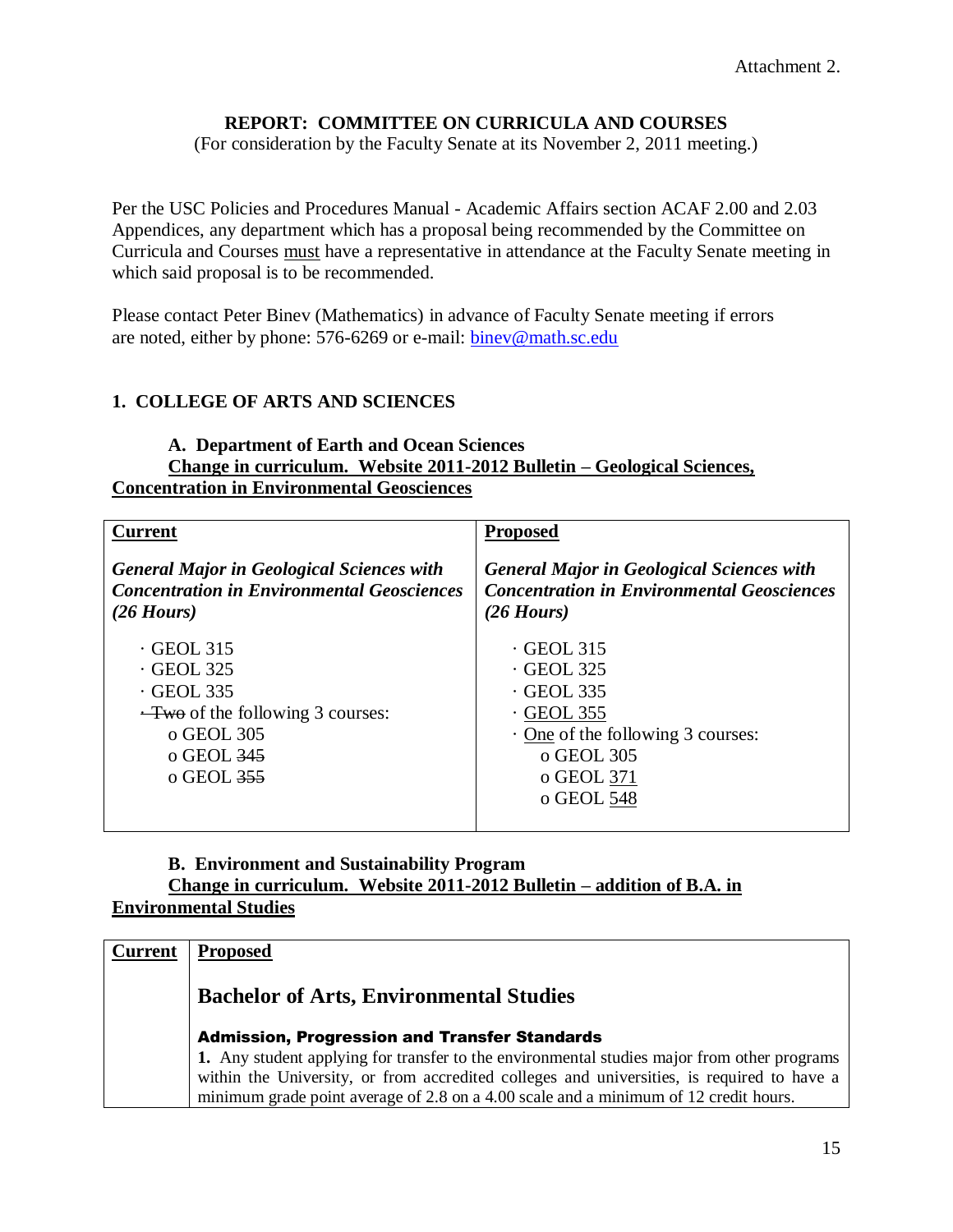Attachment 2.

# REPORT: COMMITTEE ON CURRICULA AND COURSES

(For consideration by the Faculty Senate at its November 2, 2011 meeting.)

Per the USC Policies and Procedures Manual - Academic Affairs section ACAF 2.00 and 2.03 Appendices, any department which has a proposal being recommended by the Committee on Curricula and Courses must have a representative in attendance at the Faculty Senate meeting in which said proposal is to be recommended.

Please contact Peter Binev (Mathematics) in advance of Faculty Senate meeting if errors are noted, either by phone: 576-6269 or e-mail: binev@math.sc.edu

## 1. COLLEGE OF ARTS AND SCIENCES

### A. Department of Earth and Ocean Sciences

**Change in curriculum. Website 2011-2012 Bulletin – Geological Sciences, Concentration in Environmental Geosciences**

| Current | Proposed |
|---|---|
| ***General Major in Geological Sciences with Concentration in Environmental Geosciences (26 Hours)*** | ***General Major in Geological Sciences with Concentration in Environmental Geosciences (26 Hours)*** |
| · GEOL 315<br>· GEOL 325<br>· GEOL 335<br>· ~~Two~~ of the following 3 courses:<br>o GEOL 305<br>o GEOL ~~345~~<br>o GEOL ~~355~~ | · GEOL 315<br>· GEOL 325<br>· GEOL 335<br>· GEOL 355<br>· One of the following 3 courses:<br>o GEOL 305<br>o GEOL 371<br>o GEOL 548 |

### B. Environment and Sustainability Program

**Change in curriculum. Website 2011-2012 Bulletin – addition of B.A. in Environmental Studies**

| Current | Proposed |
|---|---|
| | **Bachelor of Arts, Environmental Studies**<br><br>**Admission, Progression and Transfer Standards**<br>**1.** Any student applying for transfer to the environmental studies major from other programs within the University, or from accredited colleges and universities, is required to have a minimum grade point average of 2.8 on a 4.00 scale and a minimum of 12 credit hours. |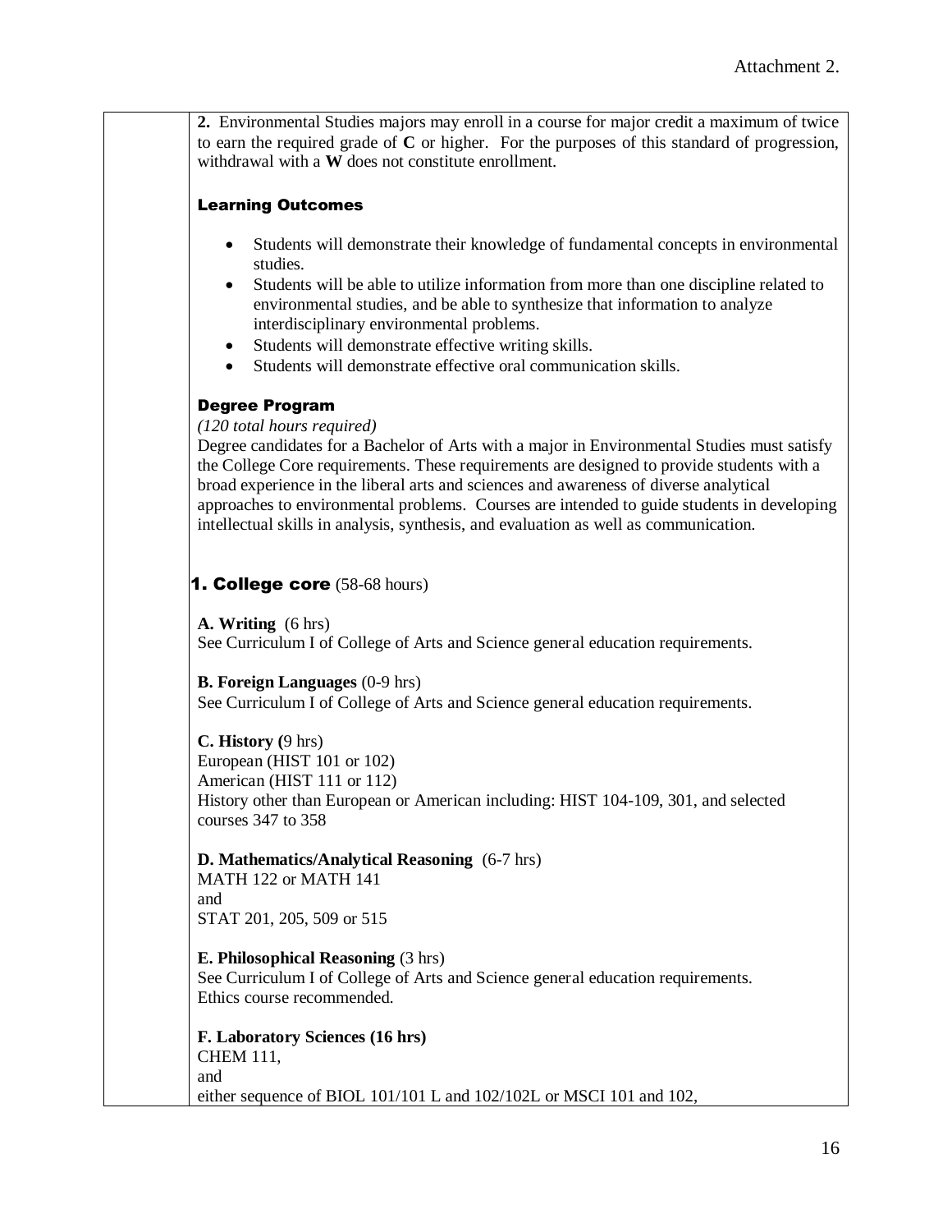**2.** Environmental Studies majors may enroll in a course for major credit a maximum of twice to earn the required grade of **C** or higher. For the purposes of this standard of progression, withdrawal with a **W** does not constitute enrollment.

### Learning Outcomes

- Students will demonstrate their knowledge of fundamental concepts in environmental studies.
- Students will be able to utilize information from more than one discipline related to environmental studies, and be able to synthesize that information to analyze interdisciplinary environmental problems.
- Students will demonstrate effective writing skills.
- Students will demonstrate effective oral communication skills.

### Degree Program

*(120 total hours required)*

Degree candidates for a Bachelor of Arts with a major in Environmental Studies must satisfy the College Core requirements. These requirements are designed to provide students with a broad experience in the liberal arts and sciences and awareness of diverse analytical approaches to environmental problems. Courses are intended to guide students in developing intellectual skills in analysis, synthesis, and evaluation as well as communication.

## 1. College core (58-68 hours)

**A. Writing** (6 hrs)
See Curriculum I of College of Arts and Science general education requirements.

**B. Foreign Languages** (0-9 hrs)
See Curriculum I of College of Arts and Science general education requirements.

**C. History (**9 hrs)
European (HIST 101 or 102)
American (HIST 111 or 112)
History other than European or American including: HIST 104-109, 301, and selected courses 347 to 358

**D. Mathematics/Analytical Reasoning** (6-7 hrs)
MATH 122 or MATH 141
and
STAT 201, 205, 509 or 515

**E. Philosophical Reasoning** (3 hrs)
See Curriculum I of College of Arts and Science general education requirements.
Ethics course recommended.

**F. Laboratory Sciences (16 hrs)**
CHEM 111,
and
either sequence of BIOL 101/101 L and 102/102L or MSCI 101 and 102,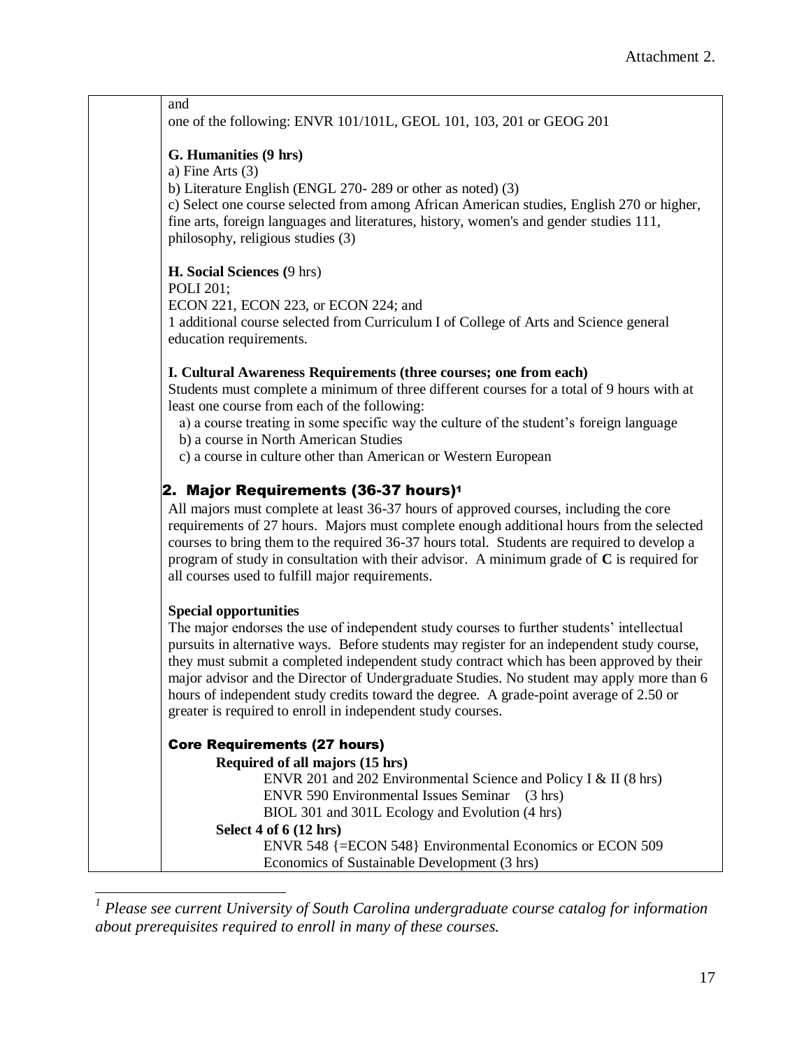and
one of the following: ENVR 101/101L, GEOL 101, 103, 201 or GEOG 201

**G. Humanities (9 hrs)**
a) Fine Arts (3)
b) Literature English (ENGL 270- 289 or other as noted) (3)
c) Select one course selected from among African American studies, English 270 or higher, fine arts, foreign languages and literatures, history, women's and gender studies 111, philosophy, religious studies (3)

**H. Social Sciences (**9 hrs)
POLI 201;
ECON 221, ECON 223, or ECON 224; and
1 additional course selected from Curriculum I of College of Arts and Science general education requirements.

**I. Cultural Awareness Requirements (three courses; one from each)**
Students must complete a minimum of three different courses for a total of 9 hours with at least one course from each of the following:
a) a course treating in some specific way the culture of the student's foreign language
b) a course in North American Studies
c) a course in culture other than American or Western European

## 2. Major Requirements (36-37 hours)[1]

All majors must complete at least 36-37 hours of approved courses, including the core requirements of 27 hours. Majors must complete enough additional hours from the selected courses to bring them to the required 36-37 hours total. Students are required to develop a program of study in consultation with their advisor. A minimum grade of **C** is required for all courses used to fulfill major requirements.

**Special opportunities**
The major endorses the use of independent study courses to further students' intellectual pursuits in alternative ways. Before students may register for an independent study course, they must submit a completed independent study contract which has been approved by their major advisor and the Director of Undergraduate Studies. No student may apply more than 6 hours of independent study credits toward the degree. A grade-point average of 2.50 or greater is required to enroll in independent study courses.

### Core Requirements (27 hours)

**Required of all majors (15 hrs)**
ENVR 201 and 202 Environmental Science and Policy I & II (8 hrs)
ENVR 590 Environmental Issues Seminar (3 hrs)
BIOL 301 and 301L Ecology and Evolution (4 hrs)

**Select 4 of 6 (12 hrs)**
ENVR 548 {=ECON 548} Environmental Economics or ECON 509 Economics of Sustainable Development (3 hrs)

[1] *Please see current University of South Carolina undergraduate course catalog for information about prerequisites required to enroll in many of these courses.*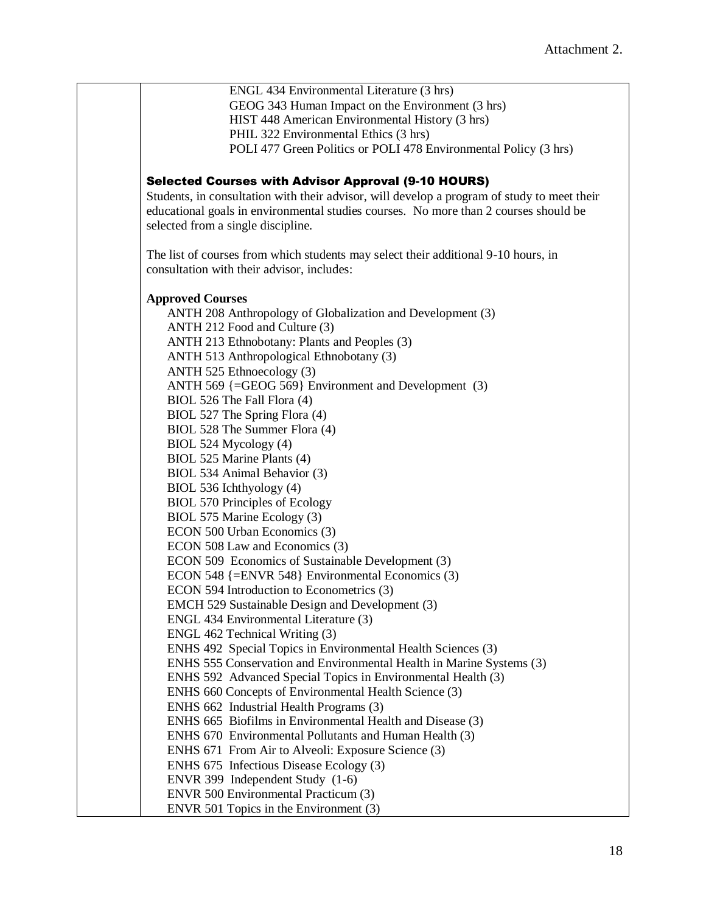ENGL 434 Environmental Literature (3 hrs)
GEOG 343 Human Impact on the Environment (3 hrs)
HIST 448 American Environmental History (3 hrs)
PHIL 322 Environmental Ethics (3 hrs)
POLI 477 Green Politics or POLI 478 Environmental Policy (3 hrs)

### Selected Courses with Advisor Approval (9-10 HOURS)

Students, in consultation with their advisor, will develop a program of study to meet their educational goals in environmental studies courses. No more than 2 courses should be selected from a single discipline.

The list of courses from which students may select their additional 9-10 hours, in consultation with their advisor, includes:

**Approved Courses**

ANTH 208 Anthropology of Globalization and Development (3)
ANTH 212 Food and Culture (3)
ANTH 213 Ethnobotany: Plants and Peoples (3)
ANTH 513 Anthropological Ethnobotany (3)
ANTH 525 Ethnoecology (3)
ANTH 569 {=GEOG 569} Environment and Development (3)
BIOL 526 The Fall Flora (4)
BIOL 527 The Spring Flora (4)
BIOL 528 The Summer Flora (4)
BIOL 524 Mycology (4)
BIOL 525 Marine Plants (4)
BIOL 534 Animal Behavior (3)
BIOL 536 Ichthyology (4)
BIOL 570 Principles of Ecology
BIOL 575 Marine Ecology (3)
ECON 500 Urban Economics (3)
ECON 508 Law and Economics (3)
ECON 509 Economics of Sustainable Development (3)
ECON 548 {=ENVR 548} Environmental Economics (3)
ECON 594 Introduction to Econometrics (3)
EMCH 529 Sustainable Design and Development (3)
ENGL 434 Environmental Literature (3)
ENGL 462 Technical Writing (3)
ENHS 492 Special Topics in Environmental Health Sciences (3)
ENHS 555 Conservation and Environmental Health in Marine Systems (3)
ENHS 592 Advanced Special Topics in Environmental Health (3)
ENHS 660 Concepts of Environmental Health Science (3)
ENHS 662 Industrial Health Programs (3)
ENHS 665 Biofilms in Environmental Health and Disease (3)
ENHS 670 Environmental Pollutants and Human Health (3)
ENHS 671 From Air to Alveoli: Exposure Science (3)
ENHS 675 Infectious Disease Ecology (3)
ENVR 399 Independent Study (1-6)
ENVR 500 Environmental Practicum (3)
ENVR 501 Topics in the Environment (3)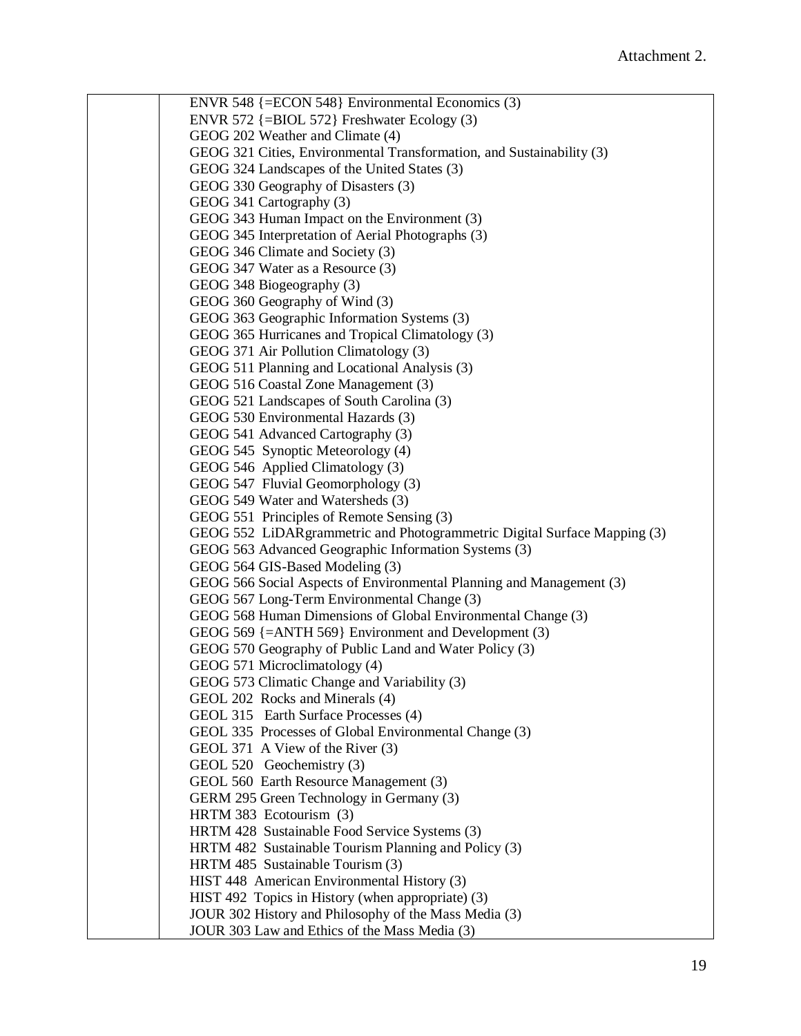Attachment 2.

| | |
|---|---|
| | ENVR 548 {=ECON 548} Environmental Economics (3)<br>ENVR 572 {=BIOL 572} Freshwater Ecology (3)<br>GEOG 202 Weather and Climate (4)<br>GEOG 321 Cities, Environmental Transformation, and Sustainability (3)<br>GEOG 324 Landscapes of the United States (3)<br>GEOG 330 Geography of Disasters (3)<br>GEOG 341 Cartography (3)<br>GEOG 343 Human Impact on the Environment (3)<br>GEOG 345 Interpretation of Aerial Photographs (3)<br>GEOG 346 Climate and Society (3)<br>GEOG 347 Water as a Resource (3)<br>GEOG 348 Biogeography (3)<br>GEOG 360 Geography of Wind (3)<br>GEOG 363 Geographic Information Systems (3)<br>GEOG 365 Hurricanes and Tropical Climatology (3)<br>GEOG 371 Air Pollution Climatology (3)<br>GEOG 511 Planning and Locational Analysis (3)<br>GEOG 516 Coastal Zone Management (3)<br>GEOG 521 Landscapes of South Carolina (3)<br>GEOG 530 Environmental Hazards (3)<br>GEOG 541 Advanced Cartography (3)<br>GEOG 545 Synoptic Meteorology (4)<br>GEOG 546 Applied Climatology (3)<br>GEOG 547 Fluvial Geomorphology (3)<br>GEOG 549 Water and Watersheds (3)<br>GEOG 551 Principles of Remote Sensing (3)<br>GEOG 552 LiDARgrammetric and Photogrammetric Digital Surface Mapping (3)<br>GEOG 563 Advanced Geographic Information Systems (3)<br>GEOG 564 GIS-Based Modeling (3)<br>GEOG 566 Social Aspects of Environmental Planning and Management (3)<br>GEOG 567 Long-Term Environmental Change (3)<br>GEOG 568 Human Dimensions of Global Environmental Change (3)<br>GEOG 569 {=ANTH 569} Environment and Development (3)<br>GEOG 570 Geography of Public Land and Water Policy (3)<br>GEOG 571 Microclimatology (4)<br>GEOG 573 Climatic Change and Variability (3)<br>GEOL 202 Rocks and Minerals (4)<br>GEOL 315 Earth Surface Processes (4)<br>GEOL 335 Processes of Global Environmental Change (3)<br>GEOL 371 A View of the River (3)<br>GEOL 520 Geochemistry (3)<br>GEOL 560 Earth Resource Management (3)<br>GERM 295 Green Technology in Germany (3)<br>HRTM 383 Ecotourism (3)<br>HRTM 428 Sustainable Food Service Systems (3)<br>HRTM 482 Sustainable Tourism Planning and Policy (3)<br>HRTM 485 Sustainable Tourism (3)<br>HIST 448 American Environmental History (3)<br>HIST 492 Topics in History (when appropriate) (3)<br>JOUR 302 History and Philosophy of the Mass Media (3)<br>JOUR 303 Law and Ethics of the Mass Media (3) |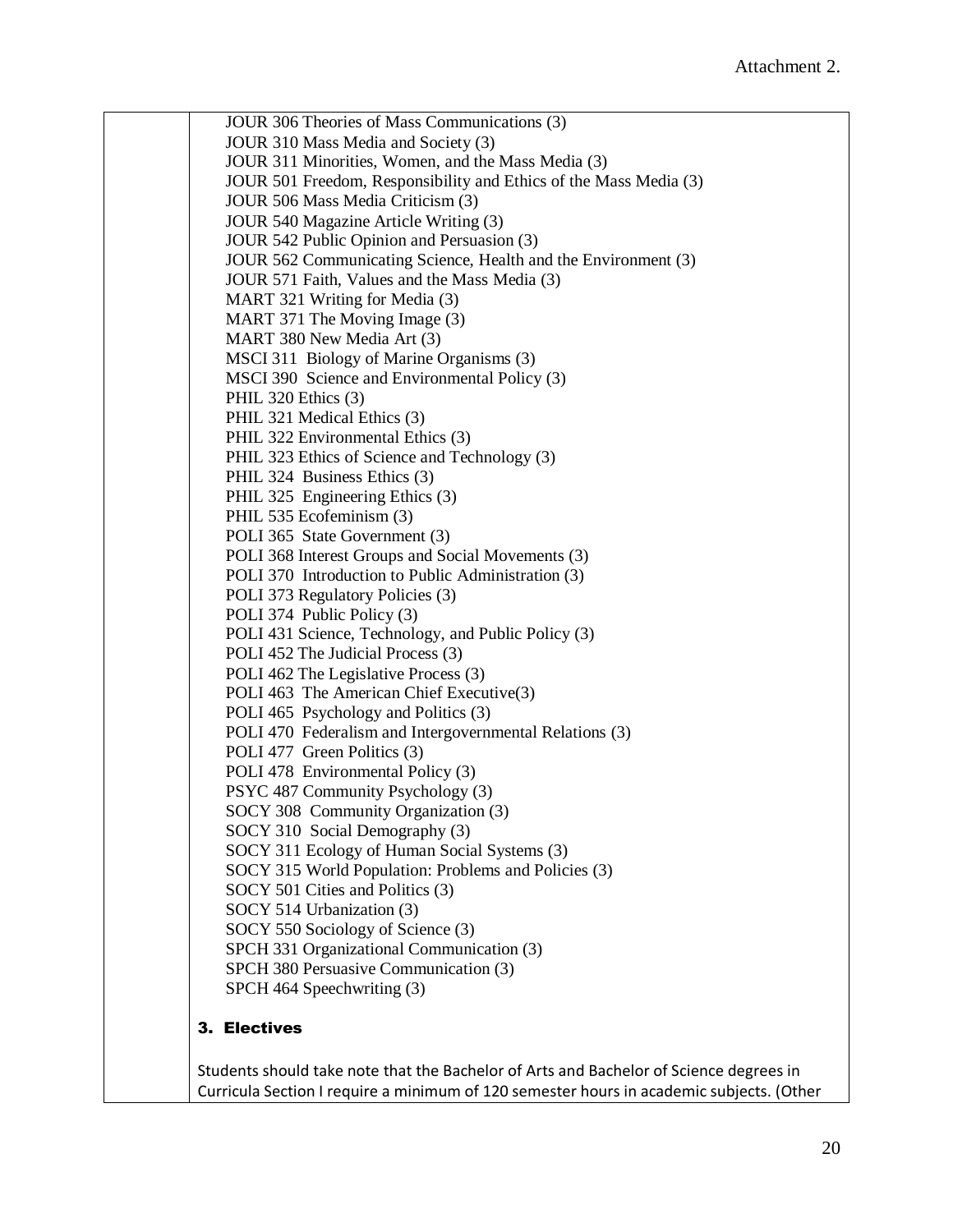Attachment 2.

JOUR 306 Theories of Mass Communications (3)
JOUR 310 Mass Media and Society (3)
JOUR 311 Minorities, Women, and the Mass Media (3)
JOUR 501 Freedom, Responsibility and Ethics of the Mass Media (3)
JOUR 506 Mass Media Criticism (3)
JOUR 540 Magazine Article Writing (3)
JOUR 542 Public Opinion and Persuasion (3)
JOUR 562 Communicating Science, Health and the Environment (3)
JOUR 571 Faith, Values and the Mass Media (3)
MART 321 Writing for Media (3)
MART 371 The Moving Image (3)
MART 380 New Media Art (3)
MSCI 311 Biology of Marine Organisms (3)
MSCI 390 Science and Environmental Policy (3)
PHIL 320 Ethics (3)
PHIL 321 Medical Ethics (3)
PHIL 322 Environmental Ethics (3)
PHIL 323 Ethics of Science and Technology (3)
PHIL 324 Business Ethics (3)
PHIL 325 Engineering Ethics (3)
PHIL 535 Ecofeminism (3)
POLI 365 State Government (3)
POLI 368 Interest Groups and Social Movements (3)
POLI 370 Introduction to Public Administration (3)
POLI 373 Regulatory Policies (3)
POLI 374 Public Policy (3)
POLI 431 Science, Technology, and Public Policy (3)
POLI 452 The Judicial Process (3)
POLI 462 The Legislative Process (3)
POLI 463 The American Chief Executive(3)
POLI 465 Psychology and Politics (3)
POLI 470 Federalism and Intergovernmental Relations (3)
POLI 477 Green Politics (3)
POLI 478 Environmental Policy (3)
PSYC 487 Community Psychology (3)
SOCY 308 Community Organization (3)
SOCY 310 Social Demography (3)
SOCY 311 Ecology of Human Social Systems (3)
SOCY 315 World Population: Problems and Policies (3)
SOCY 501 Cities and Politics (3)
SOCY 514 Urbanization (3)
SOCY 550 Sociology of Science (3)
SPCH 331 Organizational Communication (3)
SPCH 380 Persuasive Communication (3)
SPCH 464 Speechwriting (3)

### 3. Electives

Students should take note that the Bachelor of Arts and Bachelor of Science degrees in Curricula Section I require a minimum of 120 semester hours in academic subjects. (Other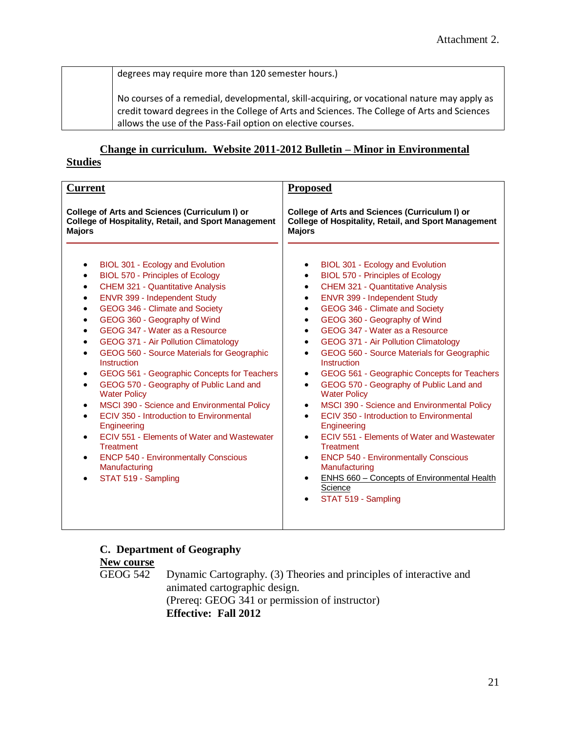| | degrees may require more than 120 semester hours.)<br><br>No courses of a remedial, developmental, skill-acquiring, or vocational nature may apply as credit toward degrees in the College of Arts and Sciences. The College of Arts and Sciences allows the use of the Pass-Fail option on elective courses. |
|---|---|

**Change in curriculum. Website 2011-2012 Bulletin – Minor in Environmental Studies**

| **Current** | **Proposed** |
|---|---|
| **College of Arts and Sciences (Curriculum I) or College of Hospitality, Retail, and Sport Management Majors** | **College of Arts and Sciences (Curriculum I) or College of Hospitality, Retail, and Sport Management Majors** |
| • BIOL 301 - Ecology and Evolution<br>• BIOL 570 - Principles of Ecology<br>• CHEM 321 - Quantitative Analysis<br>• ENVR 399 - Independent Study<br>• GEOG 346 - Climate and Society<br>• GEOG 360 - Geography of Wind<br>• GEOG 347 - Water as a Resource<br>• GEOG 371 - Air Pollution Climatology<br>• GEOG 560 - Source Materials for Geographic Instruction<br>• GEOG 561 - Geographic Concepts for Teachers<br>• GEOG 570 - Geography of Public Land and Water Policy<br>• MSCI 390 - Science and Environmental Policy<br>• ECIV 350 - Introduction to Environmental Engineering<br>• ECIV 551 - Elements of Water and Wastewater Treatment<br>• ENCP 540 - Environmentally Conscious Manufacturing<br>• STAT 519 - Sampling | • BIOL 301 - Ecology and Evolution<br>• BIOL 570 - Principles of Ecology<br>• CHEM 321 - Quantitative Analysis<br>• ENVR 399 - Independent Study<br>• GEOG 346 - Climate and Society<br>• GEOG 360 - Geography of Wind<br>• GEOG 347 - Water as a Resource<br>• GEOG 371 - Air Pollution Climatology<br>• GEOG 560 - Source Materials for Geographic Instruction<br>• GEOG 561 - Geographic Concepts for Teachers<br>• GEOG 570 - Geography of Public Land and Water Policy<br>• MSCI 390 - Science and Environmental Policy<br>• ECIV 350 - Introduction to Environmental Engineering<br>• ECIV 551 - Elements of Water and Wastewater Treatment<br>• ENCP 540 - Environmentally Conscious Manufacturing<br>• <u>ENHS 660 – Concepts of Environmental Health Science</u><br>• STAT 519 - Sampling |

## C. Department of Geography

**New course**

GEOG 542 Dynamic Cartography. (3) Theories and principles of interactive and animated cartographic design.
(Prereq: GEOG 341 or permission of instructor)
**Effective: Fall 2012**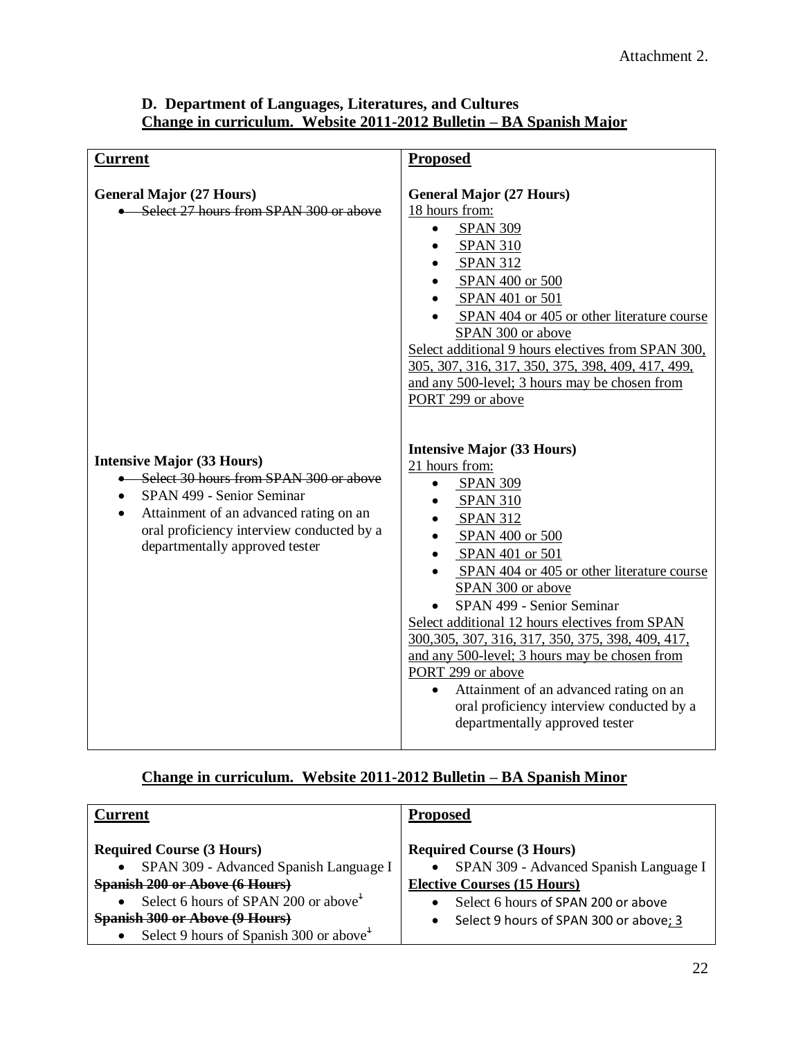Attachment 2.

**D. Department of Languages, Literatures, and Cultures**
**Change in curriculum. Website 2011-2012 Bulletin – BA Spanish Major**

| Current | Proposed |
|---|---|
| **General Major (27 Hours)**<br>• ~~Select 27 hours from SPAN 300 or above~~ | **General Major (27 Hours)**<br>18 hours from:<br>• SPAN 309<br>• SPAN 310<br>• SPAN 312<br>• SPAN 400 or 500<br>• SPAN 401 or 501<br>• SPAN 404 or 405 or other literature course SPAN 300 or above<br>Select additional 9 hours electives from SPAN 300, 305, 307, 316, 317, 350, 375, 398, 409, 417, 499, and any 500-level; 3 hours may be chosen from PORT 299 or above |
| **Intensive Major (33 Hours)**<br>• ~~Select 30 hours from SPAN 300 or above~~<br>• SPAN 499 - Senior Seminar<br>• Attainment of an advanced rating on an oral proficiency interview conducted by a departmentally approved tester | **Intensive Major (33 Hours)**<br>21 hours from:<br>• SPAN 309<br>• SPAN 310<br>• SPAN 312<br>• SPAN 400 or 500<br>• SPAN 401 or 501<br>• SPAN 404 or 405 or other literature course SPAN 300 or above<br>• SPAN 499 - Senior Seminar<br>Select additional 12 hours electives from SPAN 300,305, 307, 316, 317, 350, 375, 398, 409, 417, and any 500-level; 3 hours may be chosen from PORT 299 or above<br>• Attainment of an advanced rating on an oral proficiency interview conducted by a departmentally approved tester |

**Change in curriculum. Website 2011-2012 Bulletin – BA Spanish Minor**

| Current | Proposed |
|---|---|
| **Required Course (3 Hours)**<br>• SPAN 309 - Advanced Spanish Language I<br>~~**Spanish 200 or Above (6 Hours)**~~<br>• Select 6 hours of SPAN 200 or above~~[1]~~<br>~~**Spanish 300 or Above (9 Hours)**~~<br>• Select 9 hours of Spanish 300 or above~~[1]~~ | **Required Course (3 Hours)**<br>• SPAN 309 - Advanced Spanish Language I<br>**Elective Courses (15 Hours)**<br>• Select 6 hours of SPAN 200 or above<br>• Select 9 hours of SPAN 300 or above; 3 |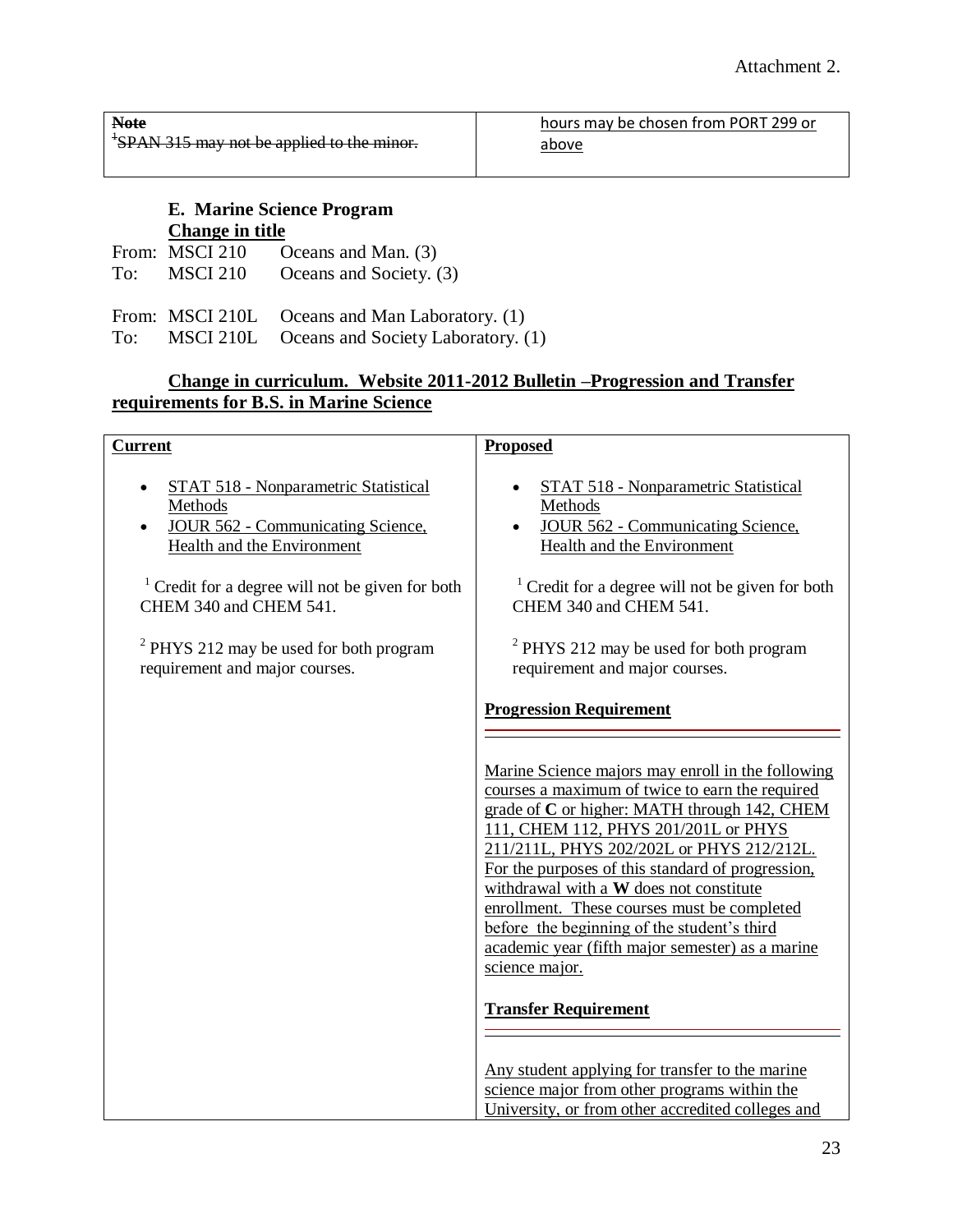Attachment 2.

| ~~Note~~ ~~[1]SPAN 315 may not be applied to the minor.~~ | hours may be chosen from PORT 299 or above |
|---|---|

### E. Marine Science Program

**Change in title**

From: MSCI 210 Oceans and Man. (3)
To: MSCI 210 Oceans and Society. (3)

From: MSCI 210L Oceans and Man Laboratory. (1)
To: MSCI 210L Oceans and Society Laboratory. (1)

**Change in curriculum. Website 2011-2012 Bulletin –Progression and Transfer requirements for B.S. in Marine Science**

| **Current** | **Proposed** |
|---|---|
| • STAT 518 - Nonparametric Statistical Methods<br>• JOUR 562 - Communicating Science, Health and the Environment<br><br>[1] Credit for a degree will not be given for both CHEM 340 and CHEM 541.<br><br>[2] PHYS 212 may be used for both program requirement and major courses. | • STAT 518 - Nonparametric Statistical Methods<br>• JOUR 562 - Communicating Science, Health and the Environment<br><br>[1] Credit for a degree will not be given for both CHEM 340 and CHEM 541.<br><br>[2] PHYS 212 may be used for both program requirement and major courses.<br><br>**Progression Requirement**<br><br>Marine Science majors may enroll in the following courses a maximum of twice to earn the required grade of **C** or higher: MATH through 142, CHEM 111, CHEM 112, PHYS 201/201L or PHYS 211/211L, PHYS 202/202L or PHYS 212/212L. For the purposes of this standard of progression, withdrawal with a **W** does not constitute enrollment. These courses must be completed before the beginning of the student's third academic year (fifth major semester) as a marine science major.<br><br>**Transfer Requirement**<br><br>Any student applying for transfer to the marine science major from other programs within the University, or from other accredited colleges and |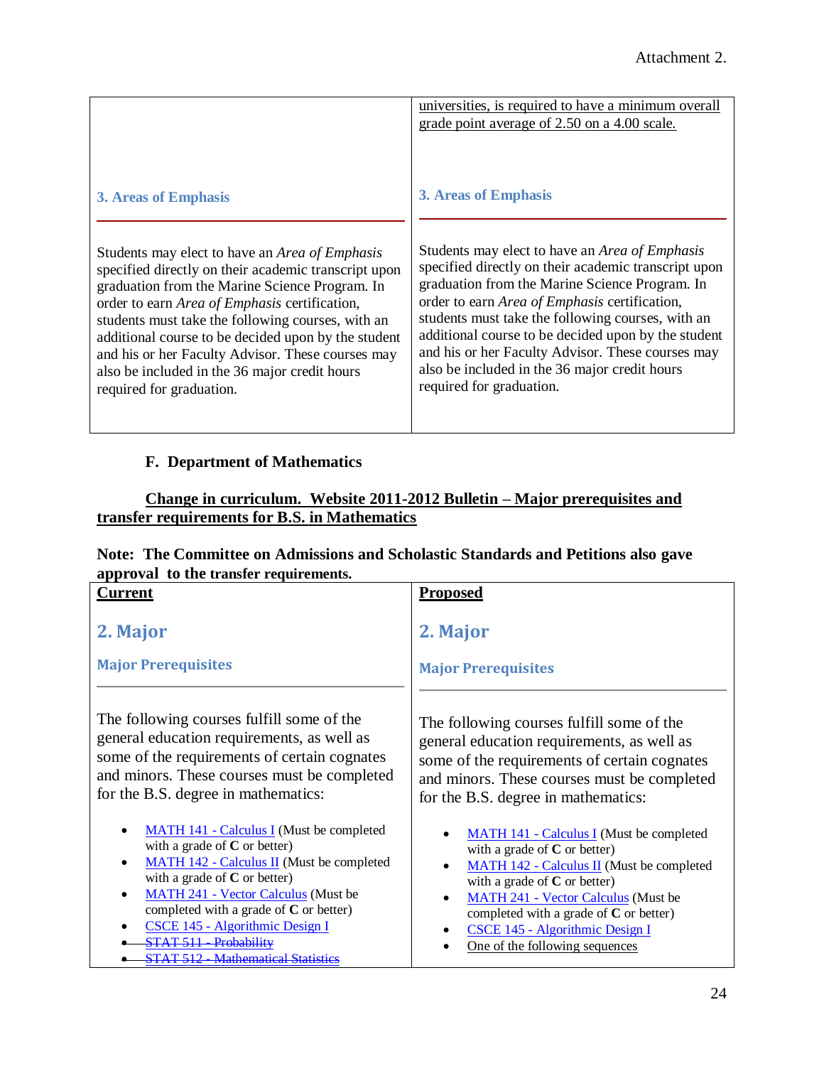Attachment 2.

| | |
|---|---|
| | <u>universities, is required to have a minimum overall grade point average of 2.50 on a 4.00 scale.</u> |
| **3. Areas of Emphasis**<br><br>Students may elect to have an *Area of Emphasis* specified directly on their academic transcript upon graduation from the Marine Science Program. In order to earn *Area of Emphasis* certification, students must take the following courses, with an additional course to be decided upon by the student and his or her Faculty Advisor. These courses may also be included in the 36 major credit hours required for graduation. | **3. Areas of Emphasis**<br><br>Students may elect to have an *Area of Emphasis* specified directly on their academic transcript upon graduation from the Marine Science Program. In order to earn *Area of Emphasis* certification, students must take the following courses, with an additional course to be decided upon by the student and his or her Faculty Advisor. These courses may also be included in the 36 major credit hours required for graduation. |

### F. Department of Mathematics

**<u>Change in curriculum. Website 2011-2012 Bulletin – Major prerequisites and transfer requirements for B.S. in Mathematics</u>**

**Note: The Committee on Admissions and Scholastic Standards and Petitions also gave approval to the transfer requirements.**

| **<u>Current</u>** | **<u>Proposed</u>** |
|---|---|
| **2. Major**<br><br>**Major Prerequisites**<br><br>The following courses fulfill some of the general education requirements, as well as some of the requirements of certain cognates and minors. These courses must be completed for the B.S. degree in mathematics:<br><br>• MATH 141 - Calculus I (Must be completed with a grade of **C** or better)<br>• MATH 142 - Calculus II (Must be completed with a grade of **C** or better)<br>• MATH 241 - Vector Calculus (Must be completed with a grade of **C** or better)<br>• CSCE 145 - Algorithmic Design I<br>• ~~STAT 511 - Probability~~<br>• ~~STAT 512 - Mathematical Statistics~~ | **2. Major**<br><br>**Major Prerequisites**<br><br>The following courses fulfill some of the general education requirements, as well as some of the requirements of certain cognates and minors. These courses must be completed for the B.S. degree in mathematics:<br><br>• MATH 141 - Calculus I (Must be completed with a grade of **C** or better)<br>• MATH 142 - Calculus II (Must be completed with a grade of **C** or better)<br>• MATH 241 - Vector Calculus (Must be completed with a grade of **C** or better)<br>• CSCE 145 - Algorithmic Design I<br>• <u>One of the following sequences</u> |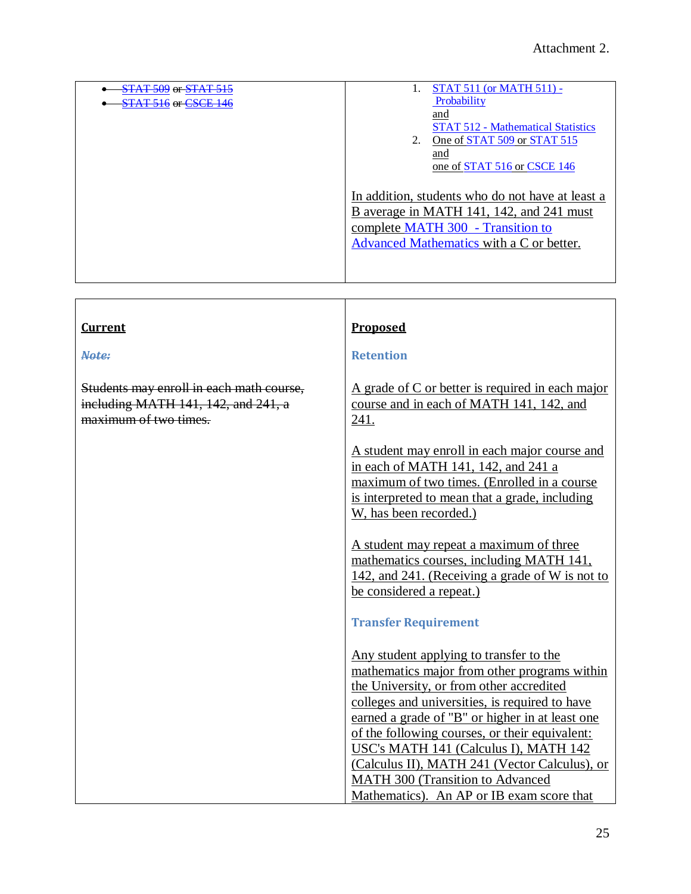Attachment 2.

| | |
|---|---|
| • ~~STAT 509 or STAT 515~~<br>• ~~STAT 516 or CSCE 146~~ | 1. STAT 511 (or MATH 511) - Probability and STAT 512 - Mathematical Statistics<br>2. One of STAT 509 or STAT 515 and one of STAT 516 or CSCE 146<br><br>In addition, students who do not have at least a B average in MATH 141, 142, and 241 must complete MATH 300 - Transition to Advanced Mathematics with a C or better. |

| **Current** | **Proposed** |
|---|---|
| ~~***Note:***~~<br><br>~~Students may enroll in each math course, including MATH 141, 142, and 241, a maximum of two times.~~ | **Retention**<br><br>A grade of C or better is required in each major course and in each of MATH 141, 142, and 241.<br><br>A student may enroll in each major course and in each of MATH 141, 142, and 241 a maximum of two times. (Enrolled in a course is interpreted to mean that a grade, including W, has been recorded.)<br><br>A student may repeat a maximum of three mathematics courses, including MATH 141, 142, and 241. (Receiving a grade of W is not to be considered a repeat.)<br><br>**Transfer Requirement**<br><br>Any student applying to transfer to the mathematics major from other programs within the University, or from other accredited colleges and universities, is required to have earned a grade of "B" or higher in at least one of the following courses, or their equivalent: USC's MATH 141 (Calculus I), MATH 142 (Calculus II), MATH 241 (Vector Calculus), or MATH 300 (Transition to Advanced Mathematics). An AP or IB exam score that |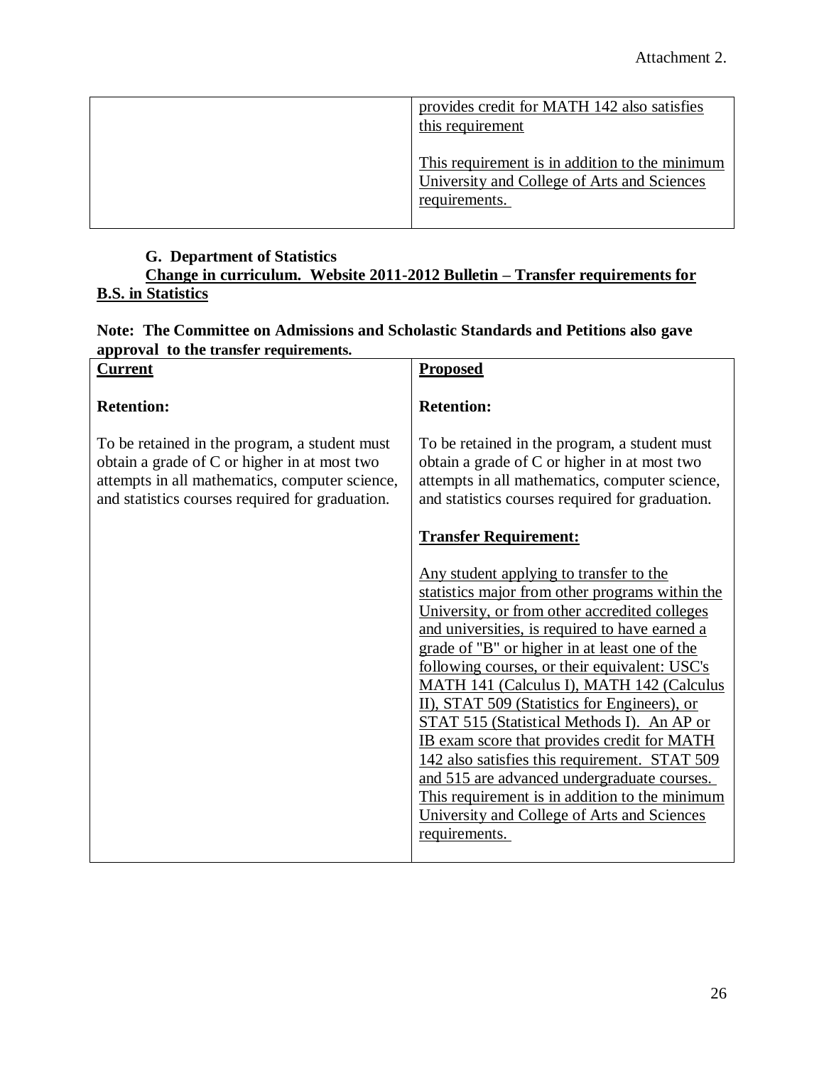Attachment 2.

| | |
|---|---|
| | provides credit for MATH 142 also satisfies this requirement<br><br>This requirement is in addition to the minimum University and College of Arts and Sciences requirements. |

**G. Department of Statistics**

**Change in curriculum. Website 2011-2012 Bulletin – Transfer requirements for B.S. in Statistics**

**Note: The Committee on Admissions and Scholastic Standards and Petitions also gave approval to the transfer requirements.**

| **Current** | **Proposed** |
|---|---|
| **Retention:**<br><br>To be retained in the program, a student must obtain a grade of C or higher in at most two attempts in all mathematics, computer science, and statistics courses required for graduation. | **Retention:**<br><br>To be retained in the program, a student must obtain a grade of C or higher in at most two attempts in all mathematics, computer science, and statistics courses required for graduation.<br><br>**Transfer Requirement:**<br><br>Any student applying to transfer to the statistics major from other programs within the University, or from other accredited colleges and universities, is required to have earned a grade of "B" or higher in at least one of the following courses, or their equivalent: USC's MATH 141 (Calculus I), MATH 142 (Calculus II), STAT 509 (Statistics for Engineers), or STAT 515 (Statistical Methods I). An AP or IB exam score that provides credit for MATH 142 also satisfies this requirement. STAT 509 and 515 are advanced undergraduate courses. This requirement is in addition to the minimum University and College of Arts and Sciences requirements. |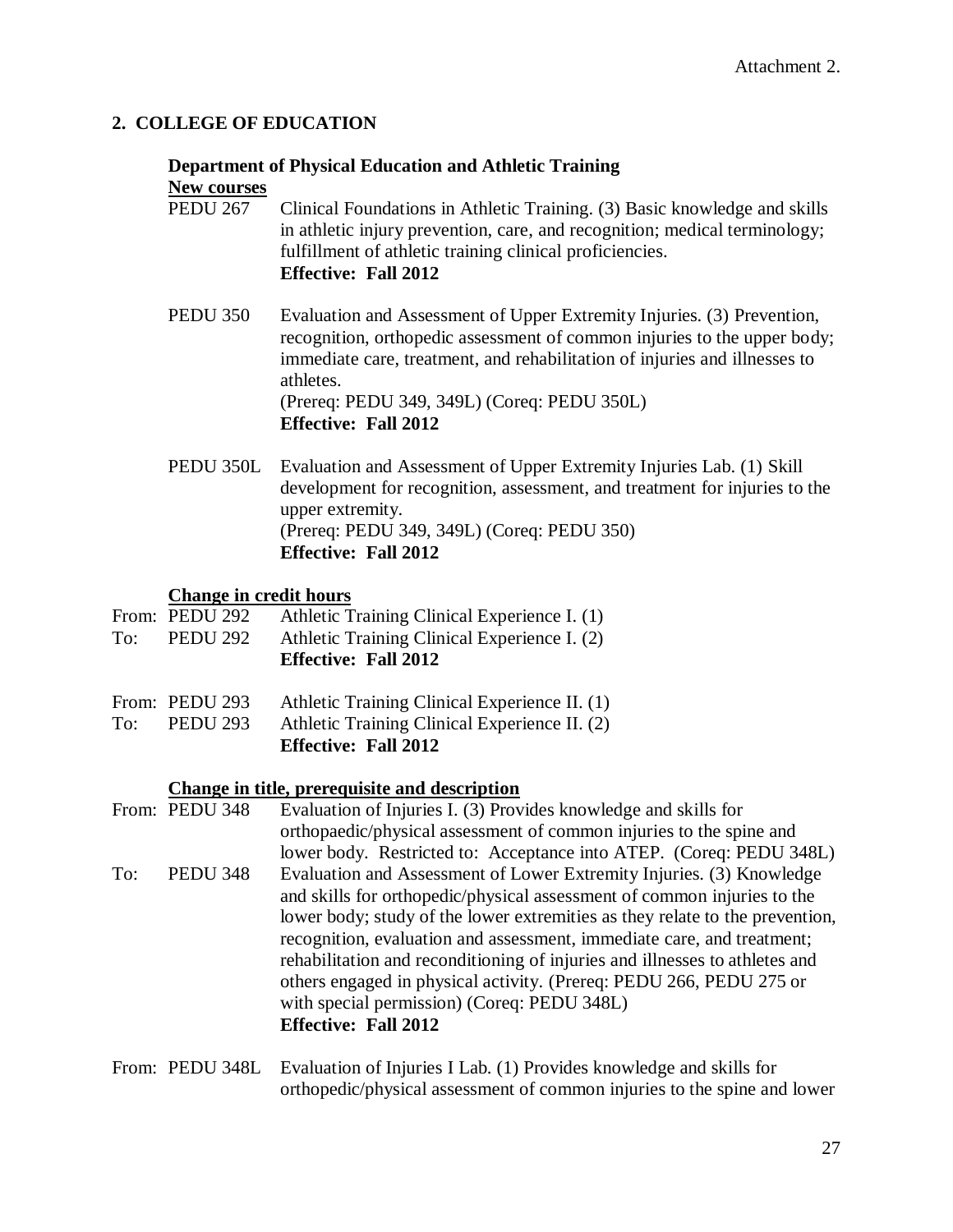Attachment 2.

## 2. COLLEGE OF EDUCATION

### Department of Physical Education and Athletic Training

**New courses**

PEDU 267 Clinical Foundations in Athletic Training. (3) Basic knowledge and skills in athletic injury prevention, care, and recognition; medical terminology; fulfillment of athletic training clinical proficiencies.
**Effective: Fall 2012**

PEDU 350 Evaluation and Assessment of Upper Extremity Injuries. (3) Prevention, recognition, orthopedic assessment of common injuries to the upper body; immediate care, treatment, and rehabilitation of injuries and illnesses to athletes.
(Prereq: PEDU 349, 349L) (Coreq: PEDU 350L)
**Effective: Fall 2012**

PEDU 350L Evaluation and Assessment of Upper Extremity Injuries Lab. (1) Skill development for recognition, assessment, and treatment for injuries to the upper extremity.
(Prereq: PEDU 349, 349L) (Coreq: PEDU 350)
**Effective: Fall 2012**

**Change in credit hours**

From: PEDU 292 Athletic Training Clinical Experience I. (1)
To: PEDU 292 Athletic Training Clinical Experience I. (2)
**Effective: Fall 2012**

From: PEDU 293 Athletic Training Clinical Experience II. (1)
To: PEDU 293 Athletic Training Clinical Experience II. (2)
**Effective: Fall 2012**

**Change in title, prerequisite and description**

From: PEDU 348 Evaluation of Injuries I. (3) Provides knowledge and skills for orthopaedic/physical assessment of common injuries to the spine and lower body. Restricted to: Acceptance into ATEP. (Coreq: PEDU 348L)
To: PEDU 348 Evaluation and Assessment of Lower Extremity Injuries. (3) Knowledge and skills for orthopedic/physical assessment of common injuries to the lower body; study of the lower extremities as they relate to the prevention, recognition, evaluation and assessment, immediate care, and treatment; rehabilitation and reconditioning of injuries and illnesses to athletes and others engaged in physical activity. (Prereq: PEDU 266, PEDU 275 or with special permission) (Coreq: PEDU 348L)
**Effective: Fall 2012**

From: PEDU 348L Evaluation of Injuries I Lab. (1) Provides knowledge and skills for orthopedic/physical assessment of common injuries to the spine and lower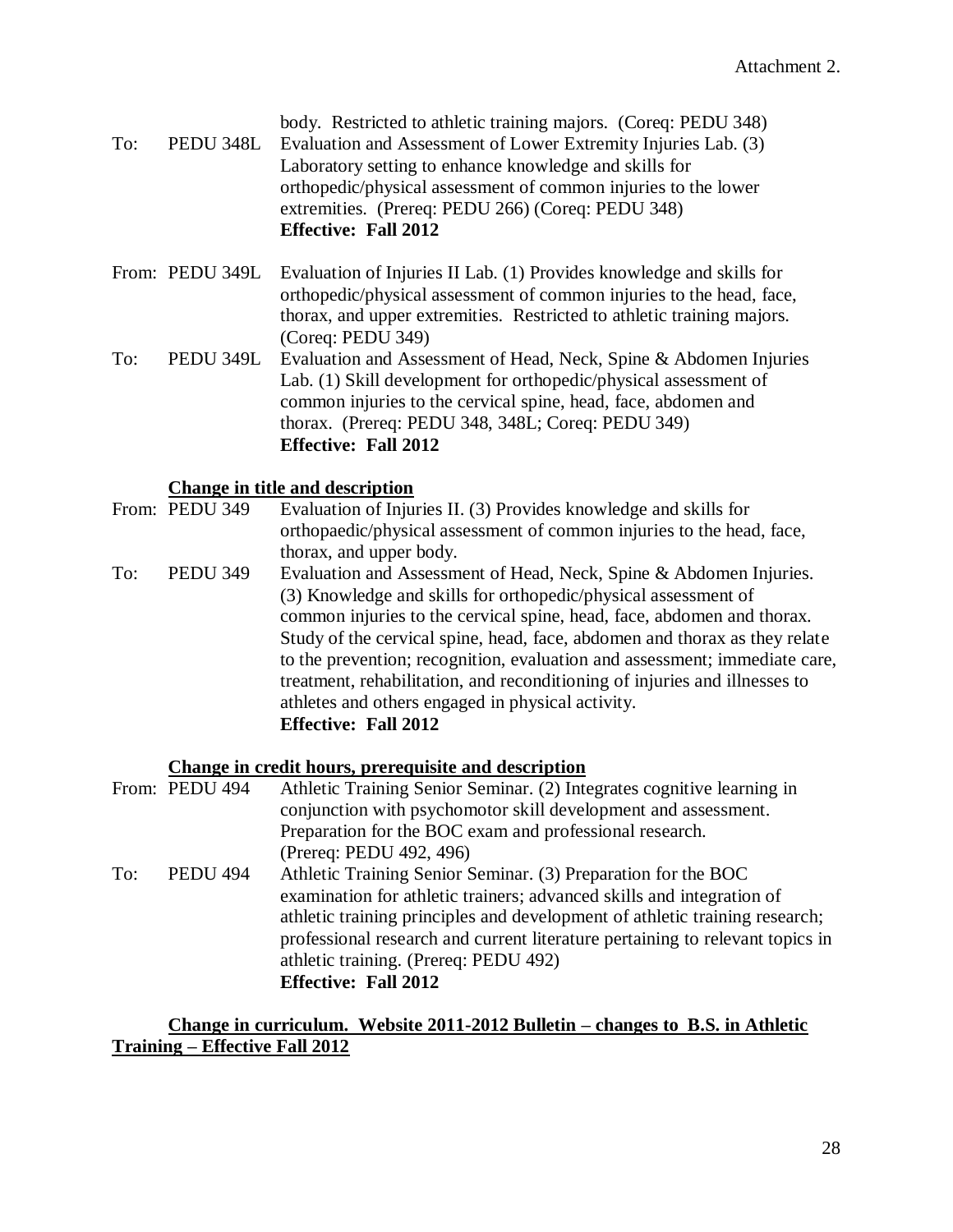Attachment 2.

body. Restricted to athletic training majors. (Coreq: PEDU 348)

To: PEDU 348L Evaluation and Assessment of Lower Extremity Injuries Lab. (3) Laboratory setting to enhance knowledge and skills for orthopedic/physical assessment of common injuries to the lower extremities. (Prereq: PEDU 266) (Coreq: PEDU 348)
**Effective: Fall 2012**

From: PEDU 349L Evaluation of Injuries II Lab. (1) Provides knowledge and skills for orthopedic/physical assessment of common injuries to the head, face, thorax, and upper extremities. Restricted to athletic training majors. (Coreq: PEDU 349)

To: PEDU 349L Evaluation and Assessment of Head, Neck, Spine & Abdomen Injuries Lab. (1) Skill development for orthopedic/physical assessment of common injuries to the cervical spine, head, face, abdomen and thorax. (Prereq: PEDU 348, 348L; Coreq: PEDU 349)
**Effective: Fall 2012**

**<u>Change in title and description</u>**

From: PEDU 349 Evaluation of Injuries II. (3) Provides knowledge and skills for orthopaedic/physical assessment of common injuries to the head, face, thorax, and upper body.

To: PEDU 349 Evaluation and Assessment of Head, Neck, Spine & Abdomen Injuries. (3) Knowledge and skills for orthopedic/physical assessment of common injuries to the cervical spine, head, face, abdomen and thorax. Study of the cervical spine, head, face, abdomen and thorax as they relate to the prevention; recognition, evaluation and assessment; immediate care, treatment, rehabilitation, and reconditioning of injuries and illnesses to athletes and others engaged in physical activity.
**Effective: Fall 2012**

**<u>Change in credit hours, prerequisite and description</u>**

From: PEDU 494 Athletic Training Senior Seminar. (2) Integrates cognitive learning in conjunction with psychomotor skill development and assessment. Preparation for the BOC exam and professional research. (Prereq: PEDU 492, 496)

To: PEDU 494 Athletic Training Senior Seminar. (3) Preparation for the BOC examination for athletic trainers; advanced skills and integration of athletic training principles and development of athletic training research; professional research and current literature pertaining to relevant topics in athletic training. (Prereq: PEDU 492)
**Effective: Fall 2012**

**<u>Change in curriculum. Website 2011-2012 Bulletin – changes to B.S. in Athletic Training – Effective Fall 2012</u>**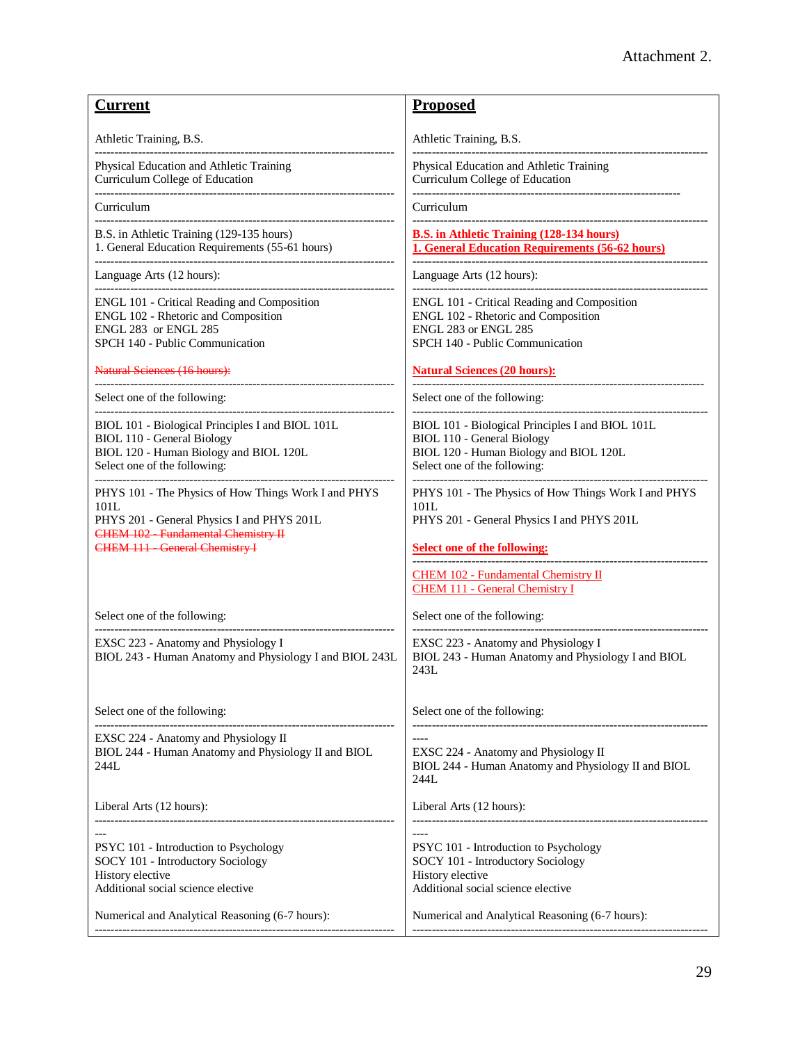Attachment 2.

| **Current** | **Proposed** |
|---|---|
| Athletic Training, B.S. | Athletic Training, B.S. |
| Physical Education and Athletic Training Curriculum College of Education | Physical Education and Athletic Training Curriculum College of Education |
| Curriculum | Curriculum |
| B.S. in Athletic Training (129-135 hours)<br>1. General Education Requirements (55-61 hours) | **B.S. in Athletic Training (128-134 hours)**<br>**1. General Education Requirements (56-62 hours)** |
| Language Arts (12 hours): | Language Arts (12 hours): |
| ENGL 101 - Critical Reading and Composition<br>ENGL 102 - Rhetoric and Composition<br>ENGL 283 or ENGL 285<br>SPCH 140 - Public Communication | ENGL 101 - Critical Reading and Composition<br>ENGL 102 - Rhetoric and Composition<br>ENGL 283 or ENGL 285<br>SPCH 140 - Public Communication |
| ~~Natural Sciences (16 hours):~~ | **Natural Sciences (20 hours):** |
| Select one of the following: | Select one of the following: |
| BIOL 101 - Biological Principles I and BIOL 101L<br>BIOL 110 - General Biology<br>BIOL 120 - Human Biology and BIOL 120L<br>Select one of the following: | BIOL 101 - Biological Principles I and BIOL 101L<br>BIOL 110 - General Biology<br>BIOL 120 - Human Biology and BIOL 120L<br>Select one of the following: |
| PHYS 101 - The Physics of How Things Work I and PHYS 101L<br>PHYS 201 - General Physics I and PHYS 201L<br>~~CHEM 102 - Fundamental Chemistry II~~<br>~~CHEM 111 - General Chemistry I~~ | PHYS 101 - The Physics of How Things Work I and PHYS 101L<br>PHYS 201 - General Physics I and PHYS 201L<br>**Select one of the following:**<br>CHEM 102 - Fundamental Chemistry II<br>CHEM 111 - General Chemistry I |
| Select one of the following: | Select one of the following: |
| EXSC 223 - Anatomy and Physiology I<br>BIOL 243 - Human Anatomy and Physiology I and BIOL 243L | EXSC 223 - Anatomy and Physiology I<br>BIOL 243 - Human Anatomy and Physiology I and BIOL 243L |
| Select one of the following: | Select one of the following: |
| EXSC 224 - Anatomy and Physiology II<br>BIOL 244 - Human Anatomy and Physiology II and BIOL 244L | EXSC 224 - Anatomy and Physiology II<br>BIOL 244 - Human Anatomy and Physiology II and BIOL 244L |
| Liberal Arts (12 hours): | Liberal Arts (12 hours): |
| PSYC 101 - Introduction to Psychology<br>SOCY 101 - Introductory Sociology<br>History elective<br>Additional social science elective | PSYC 101 - Introduction to Psychology<br>SOCY 101 - Introductory Sociology<br>History elective<br>Additional social science elective |
| Numerical and Analytical Reasoning (6-7 hours): | Numerical and Analytical Reasoning (6-7 hours): |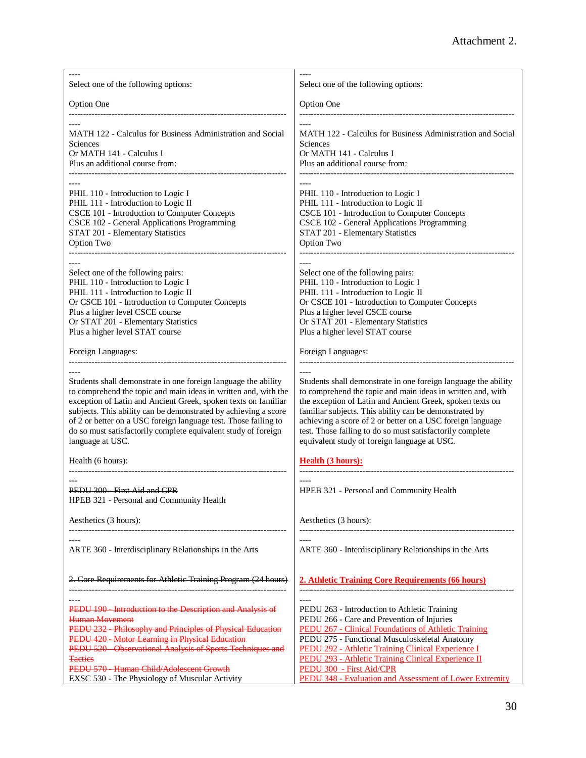Attachment 2.

| ---- Select one of the following options:<br><br>Option One<br>---------------------------------------------------------------------------<br>----<br>MATH 122 - Calculus for Business Administration and Social Sciences<br>Or MATH 141 - Calculus I<br>Plus an additional course from:<br>---------------------------------------------------------------------------<br>----<br>PHIL 110 - Introduction to Logic I<br>PHIL 111 - Introduction to Logic II<br>CSCE 101 - Introduction to Computer Concepts<br>CSCE 102 - General Applications Programming<br>STAT 201 - Elementary Statistics<br>Option Two<br>---------------------------------------------------------------------------<br>----<br>Select one of the following pairs:<br>PHIL 110 - Introduction to Logic I<br>PHIL 111 - Introduction to Logic II<br>Or CSCE 101 - Introduction to Computer Concepts<br>Plus a higher level CSCE course<br>Or STAT 201 - Elementary Statistics<br>Plus a higher level STAT course<br><br>Foreign Languages:<br>---------------------------------------------------------------------------<br>----<br>Students shall demonstrate in one foreign language the ability to comprehend the topic and main ideas in written and, with the exception of Latin and Ancient Greek, spoken texts on familiar subjects. This ability can be demonstrated by achieving a score of 2 or better on a USC foreign language test. Those failing to do so must satisfactorily complete equivalent study of foreign language at USC.<br><br>Health (6 hours):<br>---------------------------------------------------------------------------<br>---<br>~~PEDU 300 - First Aid and CPR~~<br>HPEB 321 - Personal and Community Health<br><br>Aesthetics (3 hours):<br>---------------------------------------------------------------------------<br>----<br>ARTE 360 - Interdisciplinary Relationships in the Arts<br><br>~~2. Core Requirements for Athletic Training Program (24 hours)~~<br>---------------------------------------------------------------------------<br>----<br>~~PEDU 190 - Introduction to the Description and Analysis of Human Movement~~<br>~~PEDU 232 - Philosophy and Principles of Physical Education~~<br>~~PEDU 420 - Motor Learning in Physical Education~~<br>~~PEDU 520 - Observational Analysis of Sports Techniques and Tactics~~<br>~~PEDU 570 - Human Child/Adolescent Growth~~<br>EXSC 530 - The Physiology of Muscular Activity | ---- Select one of the following options:<br><br>Option One<br>---------------------------------------------------------------------------<br>----<br>MATH 122 - Calculus for Business Administration and Social Sciences<br>Or MATH 141 - Calculus I<br>Plus an additional course from:<br>---------------------------------------------------------------------------<br>----<br>PHIL 110 - Introduction to Logic I<br>PHIL 111 - Introduction to Logic II<br>CSCE 101 - Introduction to Computer Concepts<br>CSCE 102 - General Applications Programming<br>STAT 201 - Elementary Statistics<br>Option Two<br>---------------------------------------------------------------------------<br>----<br>Select one of the following pairs:<br>PHIL 110 - Introduction to Logic I<br>PHIL 111 - Introduction to Logic II<br>Or CSCE 101 - Introduction to Computer Concepts<br>Plus a higher level CSCE course<br>Or STAT 201 - Elementary Statistics<br>Plus a higher level STAT course<br><br>Foreign Languages:<br>---------------------------------------------------------------------------<br>----<br>Students shall demonstrate in one foreign language the ability to comprehend the topic and main ideas in written and, with the exception of Latin and Ancient Greek, spoken texts on familiar subjects. This ability can be demonstrated by achieving a score of 2 or better on a USC foreign language test. Those failing to do so must satisfactorily complete equivalent study of foreign language at USC.<br><br>**Health (3 hours):**<br>---------------------------------------------------------------------------<br>----<br>HPEB 321 - Personal and Community Health<br><br>Aesthetics (3 hours):<br>---------------------------------------------------------------------------<br>----<br>ARTE 360 - Interdisciplinary Relationships in the Arts<br><br>**2. Athletic Training Core Requirements (66 hours)**<br>---------------------------------------------------------------------------<br>----<br>PEDU 263 - Introduction to Athletic Training<br>PEDU 266 - Care and Prevention of Injuries<br>PEDU 267 - Clinical Foundations of Athletic Training<br>PEDU 275 - Functional Musculoskeletal Anatomy<br>PEDU 292 - Athletic Training Clinical Experience I<br>PEDU 293 - Athletic Training Clinical Experience II<br>PEDU 300 - First Aid/CPR<br>PEDU 348 - Evaluation and Assessment of Lower Extremity |
|---|---|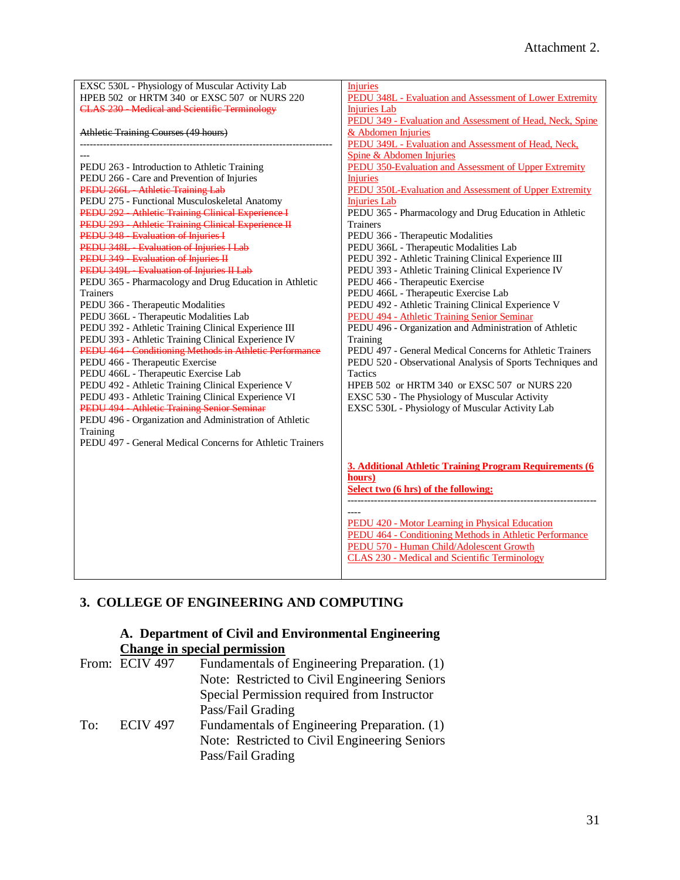Attachment 2.

| | |
|---|---|
| EXSC 530L - Physiology of Muscular Activity Lab<br>HPEB 502 or HRTM 340 or EXSC 507 or NURS 220<br>~~CLAS 230 - Medical and Scientific Terminology~~<br><br>~~Athletic Training Courses (49 hours)~~<br>---------------------------------------------------------------------------<br>---<br>PEDU 263 - Introduction to Athletic Training<br>PEDU 266 - Care and Prevention of Injuries<br>~~PEDU 266L - Athletic Training Lab~~<br>PEDU 275 - Functional Musculoskeletal Anatomy<br>~~PEDU 292 - Athletic Training Clinical Experience I~~<br>~~PEDU 293 - Athletic Training Clinical Experience II~~<br>~~PEDU 348 - Evaluation of Injuries I~~<br>~~PEDU 348L - Evaluation of Injuries I Lab~~<br>~~PEDU 349 - Evaluation of Injuries II~~<br>~~PEDU 349L - Evaluation of Injuries II Lab~~<br>PEDU 365 - Pharmacology and Drug Education in Athletic Trainers<br>PEDU 366 - Therapeutic Modalities<br>PEDU 366L - Therapeutic Modalities Lab<br>PEDU 392 - Athletic Training Clinical Experience III<br>PEDU 393 - Athletic Training Clinical Experience IV<br>~~PEDU 464 - Conditioning Methods in Athletic Performance~~<br>PEDU 466 - Therapeutic Exercise<br>PEDU 466L - Therapeutic Exercise Lab<br>PEDU 492 - Athletic Training Clinical Experience V<br>PEDU 493 - Athletic Training Clinical Experience VI<br>~~PEDU 494 - Athletic Training Senior Seminar~~<br>PEDU 496 - Organization and Administration of Athletic Training<br>PEDU 497 - General Medical Concerns for Athletic Trainers | <u>Injuries</u><br><u>PEDU 348L - Evaluation and Assessment of Lower Extremity Injuries Lab</u><br><u>PEDU 349 - Evaluation and Assessment of Head, Neck, Spine & Abdomen Injuries</u><br><u>PEDU 349L - Evaluation and Assessment of Head, Neck, Spine & Abdomen Injuries</u><br><u>PEDU 350-Evaluation and Assessment of Upper Extremity Injuries</u><br><u>PEDU 350L-Evaluation and Assessment of Upper Extremity Injuries Lab</u><br>PEDU 365 - Pharmacology and Drug Education in Athletic Trainers<br>PEDU 366 - Therapeutic Modalities<br>PEDU 366L - Therapeutic Modalities Lab<br>PEDU 392 - Athletic Training Clinical Experience III<br>PEDU 393 - Athletic Training Clinical Experience IV<br>PEDU 466 - Therapeutic Exercise<br>PEDU 466L - Therapeutic Exercise Lab<br>PEDU 492 - Athletic Training Clinical Experience V<br><u>PEDU 494 - Athletic Training Senior Seminar</u><br>PEDU 496 - Organization and Administration of Athletic Training<br>PEDU 497 - General Medical Concerns for Athletic Trainers<br>PEDU 520 - Observational Analysis of Sports Techniques and Tactics<br>HPEB 502 or HRTM 340 or EXSC 507 or NURS 220<br>EXSC 530 - The Physiology of Muscular Activity<br>EXSC 530L - Physiology of Muscular Activity Lab<br><br>**<u>3. Additional Athletic Training Program Requirements (6 hours)</u>**<br>**<u>Select two (6 hrs) of the following:</u>**<br>---------------------------------------------------------------------------<br>----<br><u>PEDU 420 - Motor Learning in Physical Education</u><br><u>PEDU 464 - Conditioning Methods in Athletic Performance</u><br><u>PEDU 570 - Human Child/Adolescent Growth</u><br><u>CLAS 230 - Medical and Scientific Terminology</u> |

## 3. COLLEGE OF ENGINEERING AND COMPUTING

### A. Department of Civil and Environmental Engineering

**<u>Change in special permission</u>**

From: ECIV 497 Fundamentals of Engineering Preparation. (1)
Note: Restricted to Civil Engineering Seniors
Special Permission required from Instructor
Pass/Fail Grading

To: ECIV 497 Fundamentals of Engineering Preparation. (1)
Note: Restricted to Civil Engineering Seniors
Pass/Fail Grading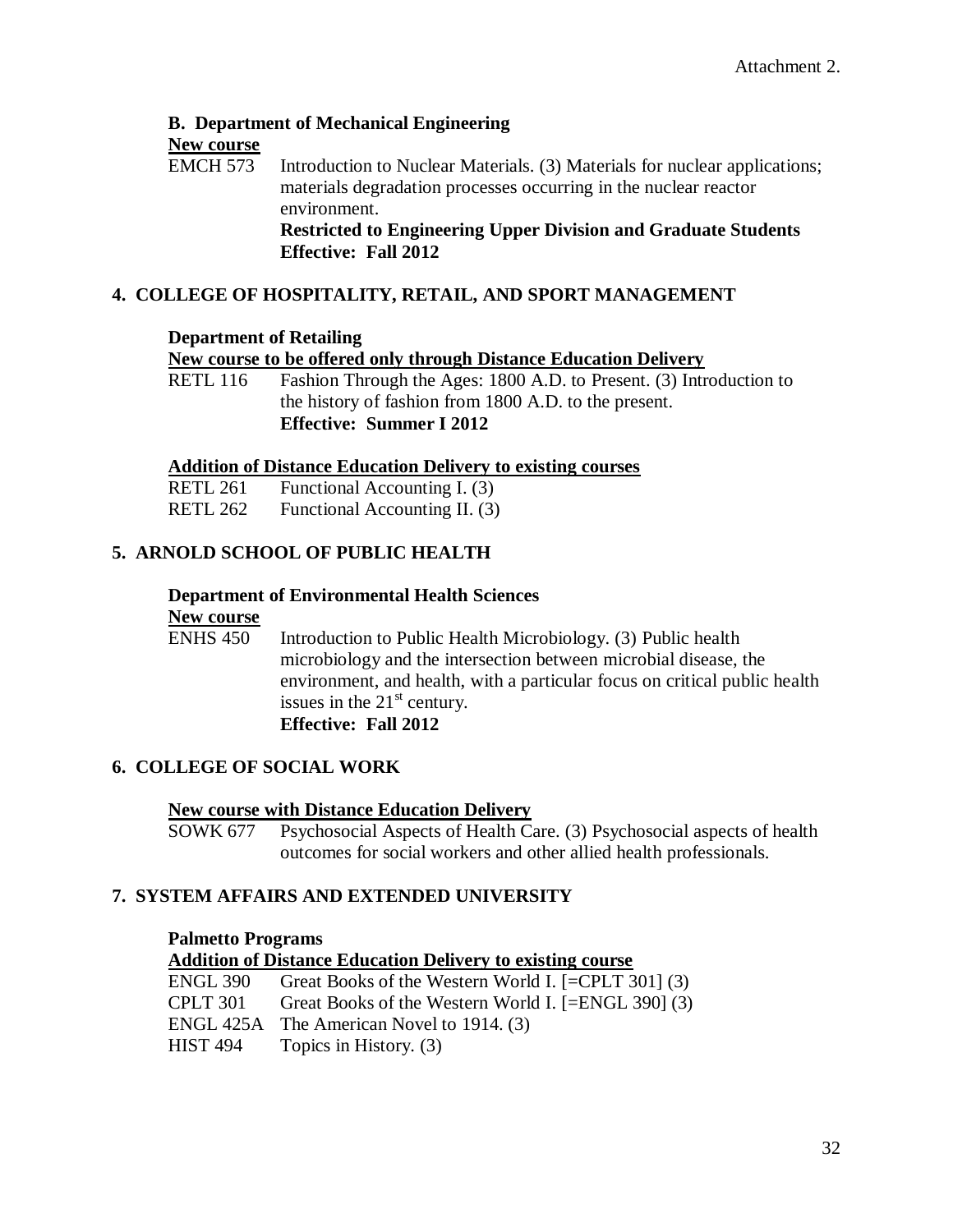Attachment 2.

**B. Department of Mechanical Engineering**

**New course**

EMCH 573 Introduction to Nuclear Materials. (3) Materials for nuclear applications; materials degradation processes occurring in the nuclear reactor environment.
**Restricted to Engineering Upper Division and Graduate Students**
**Effective: Fall 2012**

## 4. COLLEGE OF HOSPITALITY, RETAIL, AND SPORT MANAGEMENT

**Department of Retailing**

**New course to be offered only through Distance Education Delivery**

RETL 116 Fashion Through the Ages: 1800 A.D. to Present. (3) Introduction to the history of fashion from 1800 A.D. to the present.
**Effective: Summer I 2012**

**Addition of Distance Education Delivery to existing courses**

RETL 261 Functional Accounting I. (3)
RETL 262 Functional Accounting II. (3)

## 5. ARNOLD SCHOOL OF PUBLIC HEALTH

**Department of Environmental Health Sciences**

**New course**

ENHS 450 Introduction to Public Health Microbiology. (3) Public health microbiology and the intersection between microbial disease, the environment, and health, with a particular focus on critical public health issues in the 21st century.
**Effective: Fall 2012**

## 6. COLLEGE OF SOCIAL WORK

**New course with Distance Education Delivery**

SOWK 677 Psychosocial Aspects of Health Care. (3) Psychosocial aspects of health outcomes for social workers and other allied health professionals.

## 7. SYSTEM AFFAIRS AND EXTENDED UNIVERSITY

**Palmetto Programs**

**Addition of Distance Education Delivery to existing course**

ENGL 390 Great Books of the Western World I. [=CPLT 301] (3)
CPLT 301 Great Books of the Western World I. [=ENGL 390] (3)
ENGL 425A The American Novel to 1914. (3)
HIST 494 Topics in History. (3)